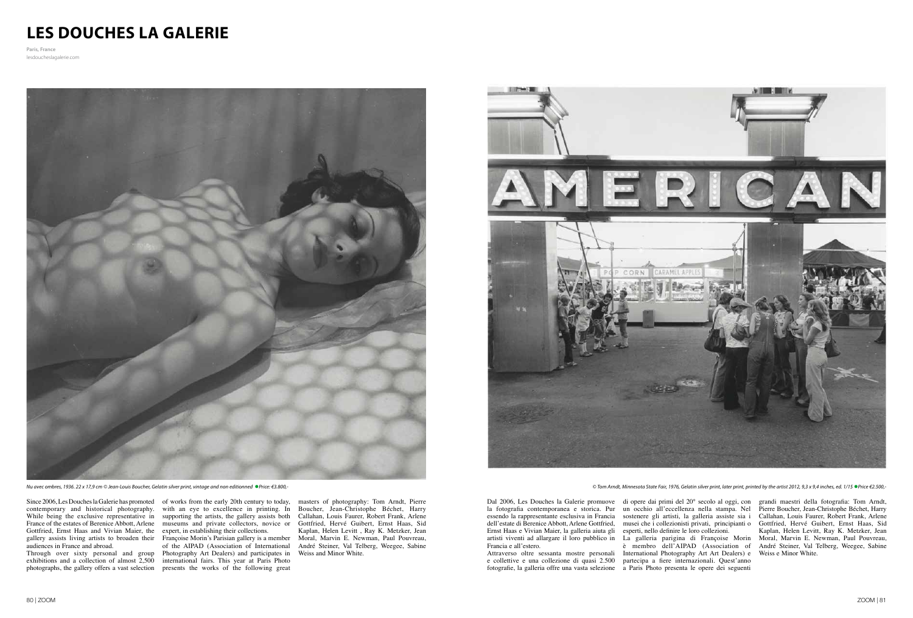# LES DOUCHES LA GALERIE

**Paris, France**
lesdoucheslagalerie.com

*Nu avec ombres, 1936. 22 x 17,9 cm © Jean-Louis Boucher, Gelatin silver print, vintage and non editionned* ● *Price: €3.800,-*

*© Tom Arndt, Minnesota State Fair, 1976, Gelatin silver print, later print, printed by the artist 2012, 9,3 x 9,4 inches, ed. 1/15* ● *Price €2.500,-*

Since 2006, Les Douches la Galerie has promoted contemporary and historical photography. While being the exclusive representative in France of the estates of Berenice Abbott, Arlene Gottfried, Ernst Haas and Vivian Maier, the gallery assists living artists to broaden their audiences in France and abroad.

Through over sixty personal and group exhibitions and a collection of almost 2,500 photographs, the gallery offers a vast selection of works from the early 20th century to today, with an eye to excellence in printing. In supporting the artists, the gallery assists both museums and private collectors, novice or expert, in establishing their collections.

Françoise Morin's Parisian gallery is a member of the AIPAD (Association of International Photography Art Dealers) and participates in international fairs. This year at Paris Photo presents the works of the following great masters of photography: Tom Arndt, Pierre Boucher, Jean-Christophe Béchet, Harry Callahan, Louis Faurer, Robert Frank, Arlene Gottfried, Hervé Guibert, Ernst Haas, Sid Kaplan, Helen Levitt , Ray K. Metzker, Jean Moral, Marvin E. Newman, Paul Pouvreau, André Steiner, Val Telberg, Weegee, Sabine Weiss and Minor White.

Dal 2006, Les Douches la Galerie promuove la fotografia contemporanea e storica. Pur essendo la rappresentante esclusiva in Francia dell'estate di Berenice Abbott, Arlene Gottfried, Ernst Haas e Vivian Maier, la galleria aiuta gli artisti viventi ad allargare il loro pubblico in Francia e all'estero.

Attraverso oltre sessanta mostre personali e collettive e una collezione di quasi 2.500 fotografie, la galleria offre una vasta selezione di opere dai primi del 20° secolo al oggi, con un occhio all'eccellenza nella stampa. Nel sostenere gli artisti, la galleria assiste sia i musei che i collezionisti privati, principianti o esperti, nello definire le loro collezioni.

La galleria parigina di Françoise Morin è membro dell'AIPAD (Association of International Photography Art Dealers) e partecipa a fiere internazionali. Quest'anno a Paris Photo presenta le opere dei seguenti grandi maestri della fotografia: Tom Arndt, Pierre Boucher, Jean-Christophe Béchet, Harry Callahan, Louis Faurer, Robert Frank, Arlene Gottfried, Hervé Guibert, Ernst Haas, Sid Kaplan, Helen Levitt, Ray K. Metzker, Jean Moral, Marvin E. Newman, Paul Pouvreau, André Steiner, Val Telberg, Weegee, Sabine Weiss e Minor White.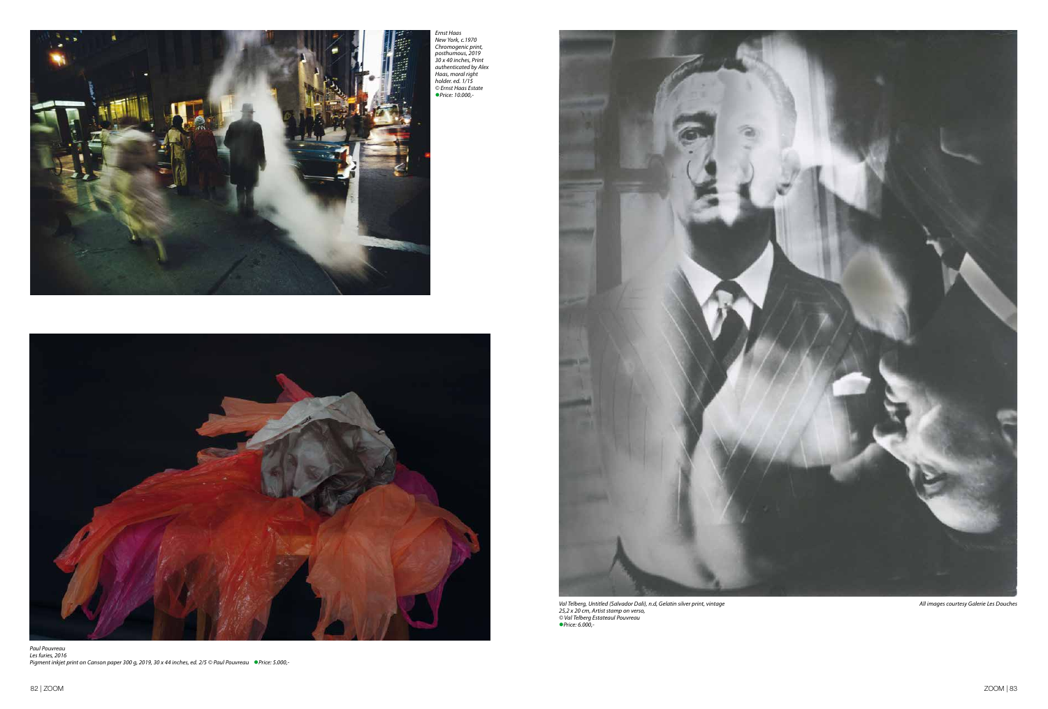*Ernst Haas*
*New York, c.1970*
*Chromogenic print, posthumous, 2019*
*30 x 40 inches, Print authenticated by Alex Haas, moral right holder. ed. 1/15*
*© Ernst Haas Estate*
*●Price: 10.000,-*

*Paul Pouvreau*
*Les furies, 2016*
*Pigment inkjet print on Canson paper 300 g, 2019, 30 x 44 inches, ed. 2/5 © Paul Pouvreau ●Price: 5.000,-*

*Val Telberg, Untitled (Salvador Dali), n.d, Gelatin silver print, vintage*
*25,2 x 20 cm, Artist stamp on verso,*
*© Val Telberg Estateaul Pouvreau*
*●Price: 6.000,-*

*All images courtesy Galerie Les Douches*